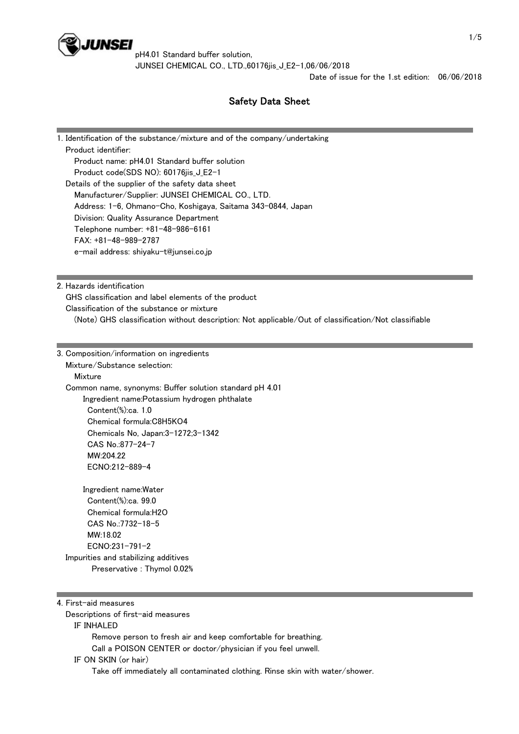pH4.01 Standard buffer solution,
JUNSEI CHEMICAL CO., LTD.,60176jis_J_E2-1,06/06/2018
Date of issue for the 1.st edition: 06/06/2018

# Safety Data Sheet

## 1. Identification of the substance/mixture and of the company/undertaking

Product identifier:

- Product name: pH4.01 Standard buffer solution
- Product code(SDS NO): 60176jis_J_E2-1

Details of the supplier of the safety data sheet

- Manufacturer/Supplier: JUNSEI CHEMICAL CO., LTD.
- Address: 1-6, Ohmano-Cho, Koshigaya, Saitama 343-0844, Japan
- Division: Quality Assurance Department
- Telephone number: +81-48-986-6161
- FAX: +81-48-989-2787
- e-mail address: shiyaku-t@junsei.co.jp

## 2. Hazards identification

GHS classification and label elements of the product

Classification of the substance or mixture

(Note) GHS classification without description: Not applicable/Out of classification/Not classifiable

## 3. Composition/information on ingredients

Mixture/Substance selection:

Mixture

Common name, synonyms: Buffer solution standard pH 4.01

Ingredient name:Potassium hydrogen phthalate

- Content(%):ca. 1.0
- Chemical formula:$C_8H_5KO_4$
- Chemicals No, Japan:3-1272;3-1342
- CAS No.:877-24-7
- MW:204.22
- ECNO:212-889-4

Ingredient name:Water

- Content(%):ca. 99.0
- Chemical formula:$H_2O$
- CAS No.:7732-18-5
- MW:18.02
- ECNO:231-791-2

Impurities and stabilizing additives

Preservative : Thymol 0.02%

## 4. First-aid measures

Descriptions of first-aid measures

IF INHALED

Remove person to fresh air and keep comfortable for breathing.

Call a POISON CENTER or doctor/physician if you feel unwell.

IF ON SKIN (or hair)

Take off immediately all contaminated clothing. Rinse skin with water/shower.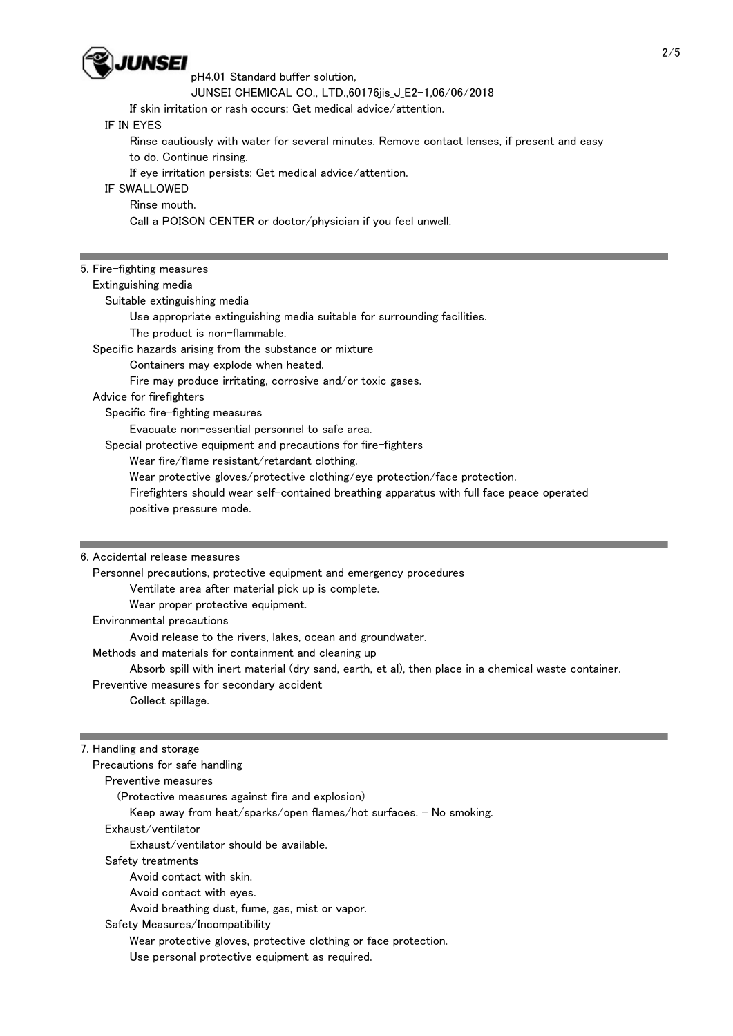If skin irritation or rash occurs: Get medical advice/attention.

IF IN EYES

Rinse cautiously with water for several minutes. Remove contact lenses, if present and easy to do. Continue rinsing.

If eye irritation persists: Get medical advice/attention.

IF SWALLOWED

Rinse mouth.

Call a POISON CENTER or doctor/physician if you feel unwell.

## 5. Fire-fighting measures

Extinguishing media

Suitable extinguishing media

Use appropriate extinguishing media suitable for surrounding facilities.

The product is non-flammable.

Specific hazards arising from the substance or mixture

Containers may explode when heated.

Fire may produce irritating, corrosive and/or toxic gases.

Advice for firefighters

Specific fire-fighting measures

Evacuate non-essential personnel to safe area.

Special protective equipment and precautions for fire-fighters

Wear fire/flame resistant/retardant clothing.

Wear protective gloves/protective clothing/eye protection/face protection.

Firefighters should wear self-contained breathing apparatus with full face peace operated positive pressure mode.

## 6. Accidental release measures

Personnel precautions, protective equipment and emergency procedures

Ventilate area after material pick up is complete.

Wear proper protective equipment.

Environmental precautions

Avoid release to the rivers, lakes, ocean and groundwater.

Methods and materials for containment and cleaning up

Absorb spill with inert material (dry sand, earth, et al), then place in a chemical waste container.

Preventive measures for secondary accident

Collect spillage.

## 7. Handling and storage

Precautions for safe handling

Preventive measures

(Protective measures against fire and explosion)

Keep away from heat/sparks/open flames/hot surfaces. - No smoking.

Exhaust/ventilator

Exhaust/ventilator should be available.

Safety treatments

Avoid contact with skin.

Avoid contact with eyes.

Avoid breathing dust, fume, gas, mist or vapor.

Safety Measures/Incompatibility

Wear protective gloves, protective clothing or face protection.

Use personal protective equipment as required.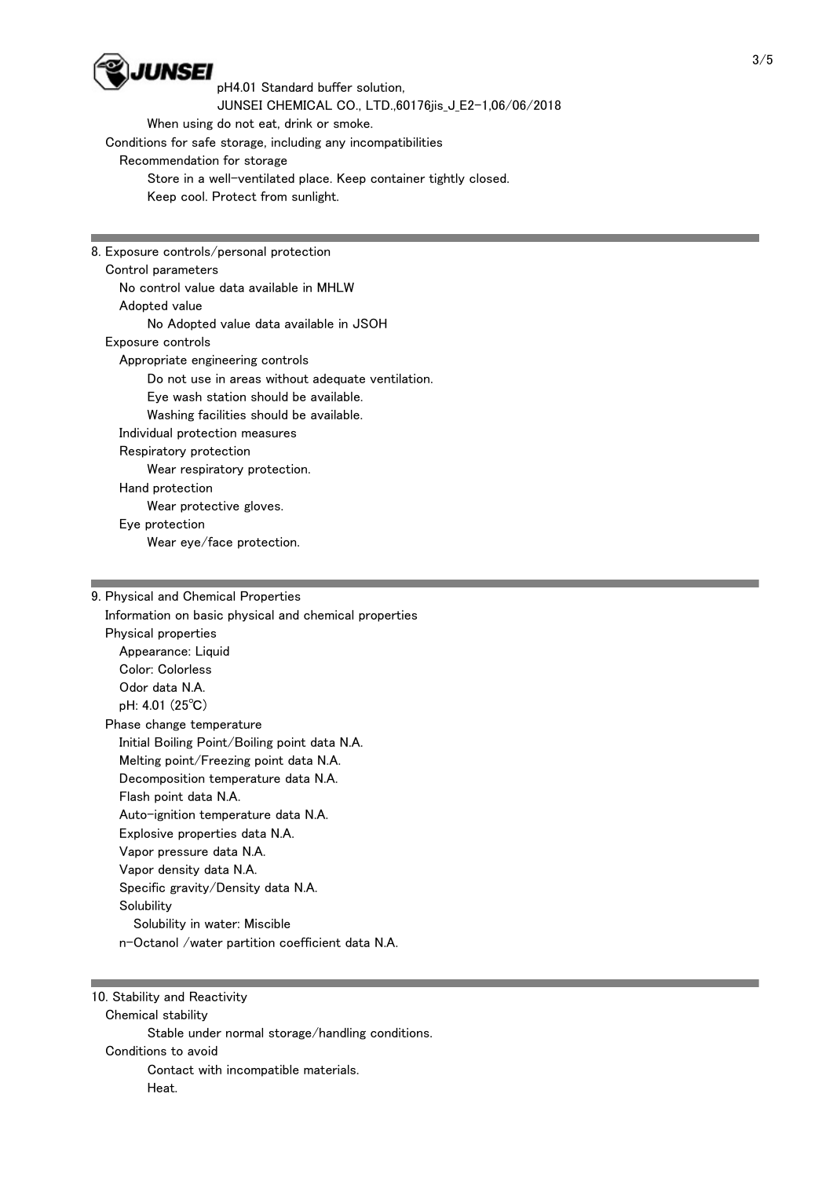When using do not eat, drink or smoke.

Conditions for safe storage, including any incompatibilities

Recommendation for storage

Store in a well-ventilated place. Keep container tightly closed.

Keep cool. Protect from sunlight.

---

## 8. Exposure controls/personal protection

Control parameters

No control value data available in MHLW

Adopted value

No Adopted value data available in JSOH

Exposure controls

Appropriate engineering controls

Do not use in areas without adequate ventilation.

Eye wash station should be available.

Washing facilities should be available.

Individual protection measures

Respiratory protection

Wear respiratory protection.

Hand protection

Wear protective gloves.

Eye protection

Wear eye/face protection.

---

## 9. Physical and Chemical Properties

Information on basic physical and chemical properties

Physical properties

Appearance: Liquid

Color: Colorless

Odor data N.A.

pH: 4.01 (25℃)

Phase change temperature

Initial Boiling Point/Boiling point data N.A.

Melting point/Freezing point data N.A.

Decomposition temperature data N.A.

Flash point data N.A.

Auto-ignition temperature data N.A.

Explosive properties data N.A.

Vapor pressure data N.A.

Vapor density data N.A.

Specific gravity/Density data N.A.

Solubility

Solubility in water: Miscible

n-Octanol /water partition coefficient data N.A.

---

## 10. Stability and Reactivity

Chemical stability

Stable under normal storage/handling conditions.

Conditions to avoid

Contact with incompatible materials.

Heat.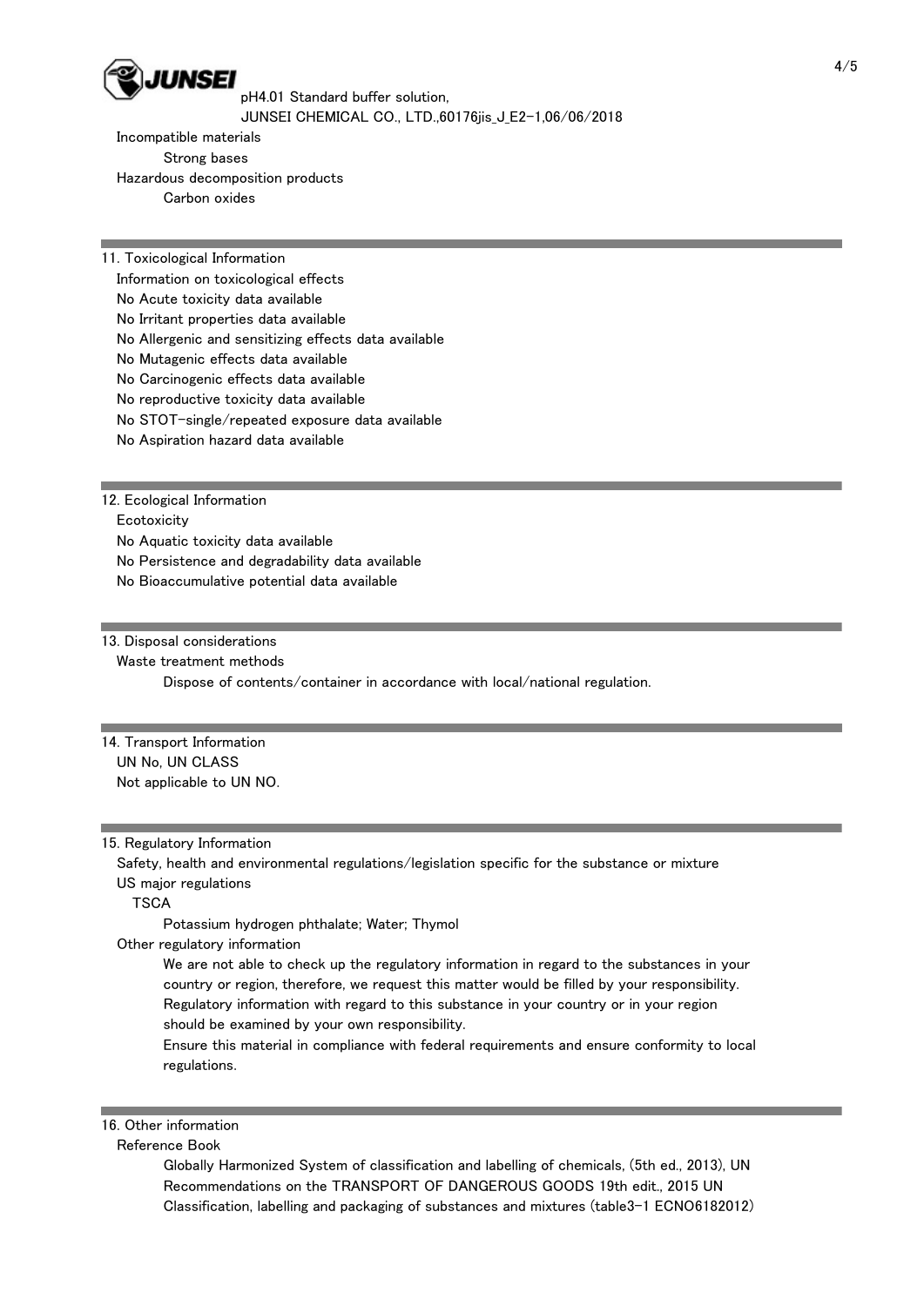Incompatible materials

Strong bases

Hazardous decomposition products

Carbon oxides

## 11. Toxicological Information

Information on toxicological effects

No Acute toxicity data available

No Irritant properties data available

No Allergenic and sensitizing effects data available

No Mutagenic effects data available

No Carcinogenic effects data available

No reproductive toxicity data available

No STOT-single/repeated exposure data available

No Aspiration hazard data available

## 12. Ecological Information

Ecotoxicity

No Aquatic toxicity data available

No Persistence and degradability data available

No Bioaccumulative potential data available

## 13. Disposal considerations

Waste treatment methods

Dispose of contents/container in accordance with local/national regulation.

## 14. Transport Information

UN No, UN CLASS

Not applicable to UN NO.

## 15. Regulatory Information

Safety, health and environmental regulations/legislation specific for the substance or mixture

US major regulations

TSCA

Potassium hydrogen phthalate; Water; Thymol

Other regulatory information

We are not able to check up the regulatory information in regard to the substances in your country or region, therefore, we request this matter would be filled by your responsibility. Regulatory information with regard to this substance in your country or in your region should be examined by your own responsibility.

Ensure this material in compliance with federal requirements and ensure conformity to local regulations.

## 16. Other information

Reference Book

Globally Harmonized System of classification and labelling of chemicals, (5th ed., 2013), UN Recommendations on the TRANSPORT OF DANGEROUS GOODS 19th edit., 2015 UN Classification, labelling and packaging of substances and mixtures (table3-1 ECNO6182012)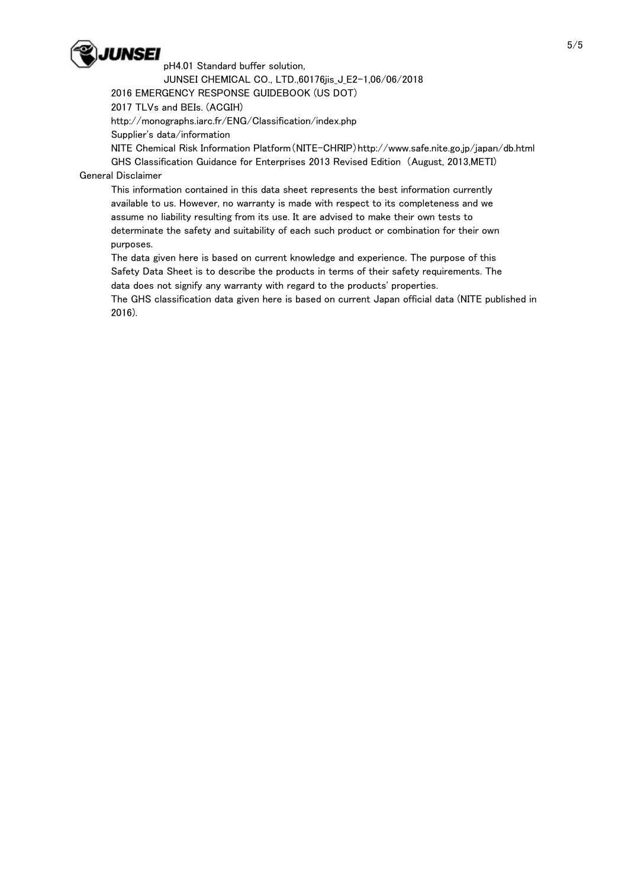pH4.01 Standard buffer solution,

JUNSEI CHEMICAL CO., LTD.,60176jis_J_E2-1,06/06/2018

2016 EMERGENCY RESPONSE GUIDEBOOK (US DOT)

2017 TLVs and BEIs. (ACGIH)

http://monographs.iarc.fr/ENG/Classification/index.php

Supplier's data/information

NITE Chemical Risk Information Platform(NITE-CHRIP) http://www.safe.nite.go.jp/japan/db.html

GHS Classification Guidance for Enterprises 2013 Revised Edition (August, 2013,METI)

General Disclaimer

This information contained in this data sheet represents the best information currently available to us. However, no warranty is made with respect to its completeness and we assume no liability resulting from its use. It are advised to make their own tests to determinate the safety and suitability of each such product or combination for their own purposes.

The data given here is based on current knowledge and experience. The purpose of this Safety Data Sheet is to describe the products in terms of their safety requirements. The data does not signify any warranty with regard to the products' properties.

The GHS classification data given here is based on current Japan official data (NITE published in 2016).